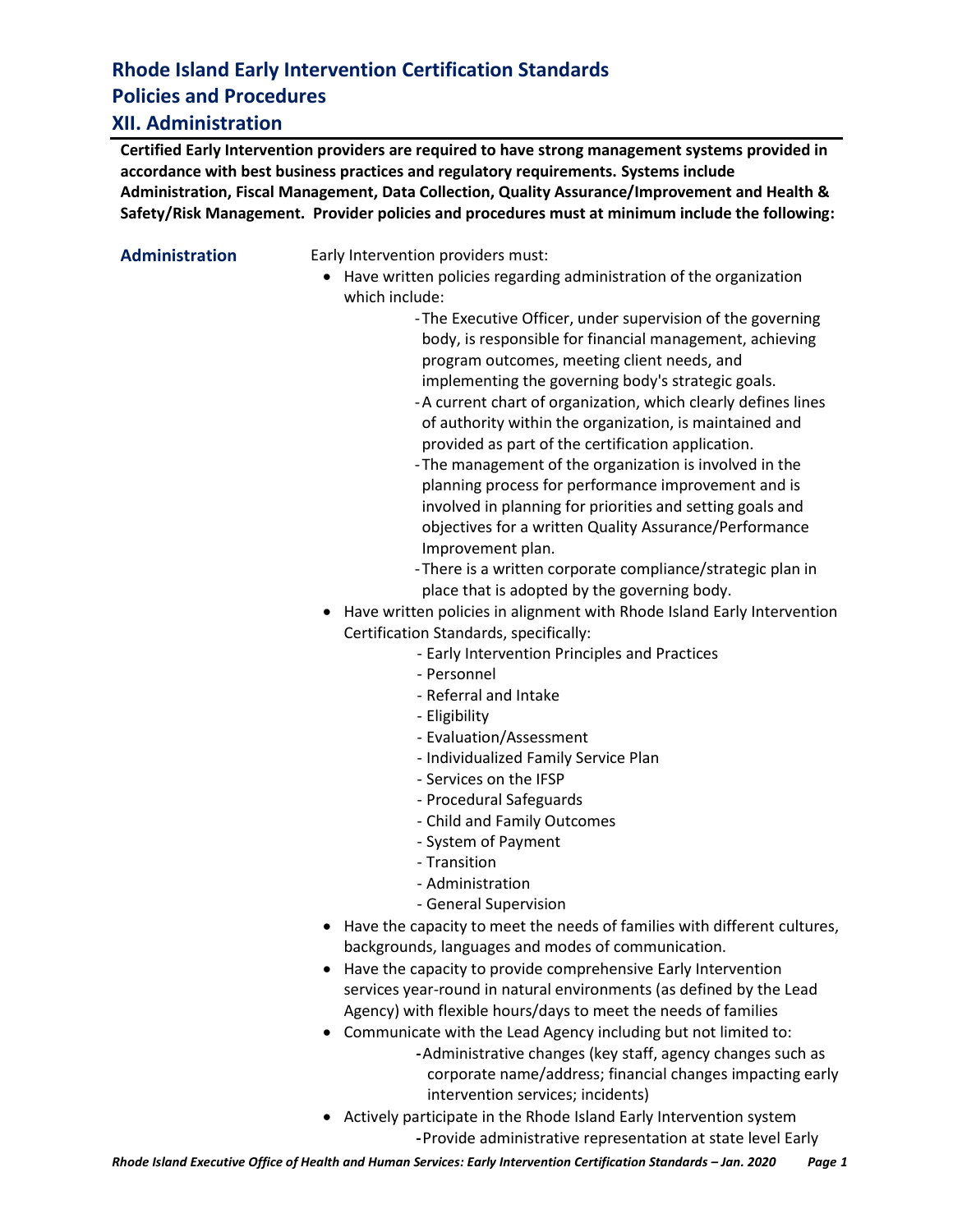# Rhode Island Early Intervention Certification Standards

# Policies and Procedures

## XII. Administration

**Certified Early Intervention providers are required to have strong management systems provided in accordance with best business practices and regulatory requirements. Systems include Administration, Fiscal Management, Data Collection, Quality Assurance/Improvement and Health & Safety/Risk Management. Provider policies and procedures must at minimum include the following:**

### Administration

Early Intervention providers must:

- Have written policies regarding administration of the organization which include:
  - The Executive Officer, under supervision of the governing body, is responsible for financial management, achieving program outcomes, meeting client needs, and implementing the governing body's strategic goals.
  - A current chart of organization, which clearly defines lines of authority within the organization, is maintained and provided as part of the certification application.
  - The management of the organization is involved in the planning process for performance improvement and is involved in planning for priorities and setting goals and objectives for a written Quality Assurance/Performance Improvement plan.
  - There is a written corporate compliance/strategic plan in place that is adopted by the governing body.
- Have written policies in alignment with Rhode Island Early Intervention Certification Standards, specifically:
  - Early Intervention Principles and Practices
  - Personnel
  - Referral and Intake
  - Eligibility
  - Evaluation/Assessment
  - Individualized Family Service Plan
  - Services on the IFSP
  - Procedural Safeguards
  - Child and Family Outcomes
  - System of Payment
  - Transition
  - Administration
  - General Supervision
- Have the capacity to meet the needs of families with different cultures, backgrounds, languages and modes of communication.
- Have the capacity to provide comprehensive Early Intervention services year-round in natural environments (as defined by the Lead Agency) with flexible hours/days to meet the needs of families
- Communicate with the Lead Agency including but not limited to:
  - Administrative changes (key staff, agency changes such as corporate name/address; financial changes impacting early intervention services; incidents)
- Actively participate in the Rhode Island Early Intervention system
  - Provide administrative representation at state level Early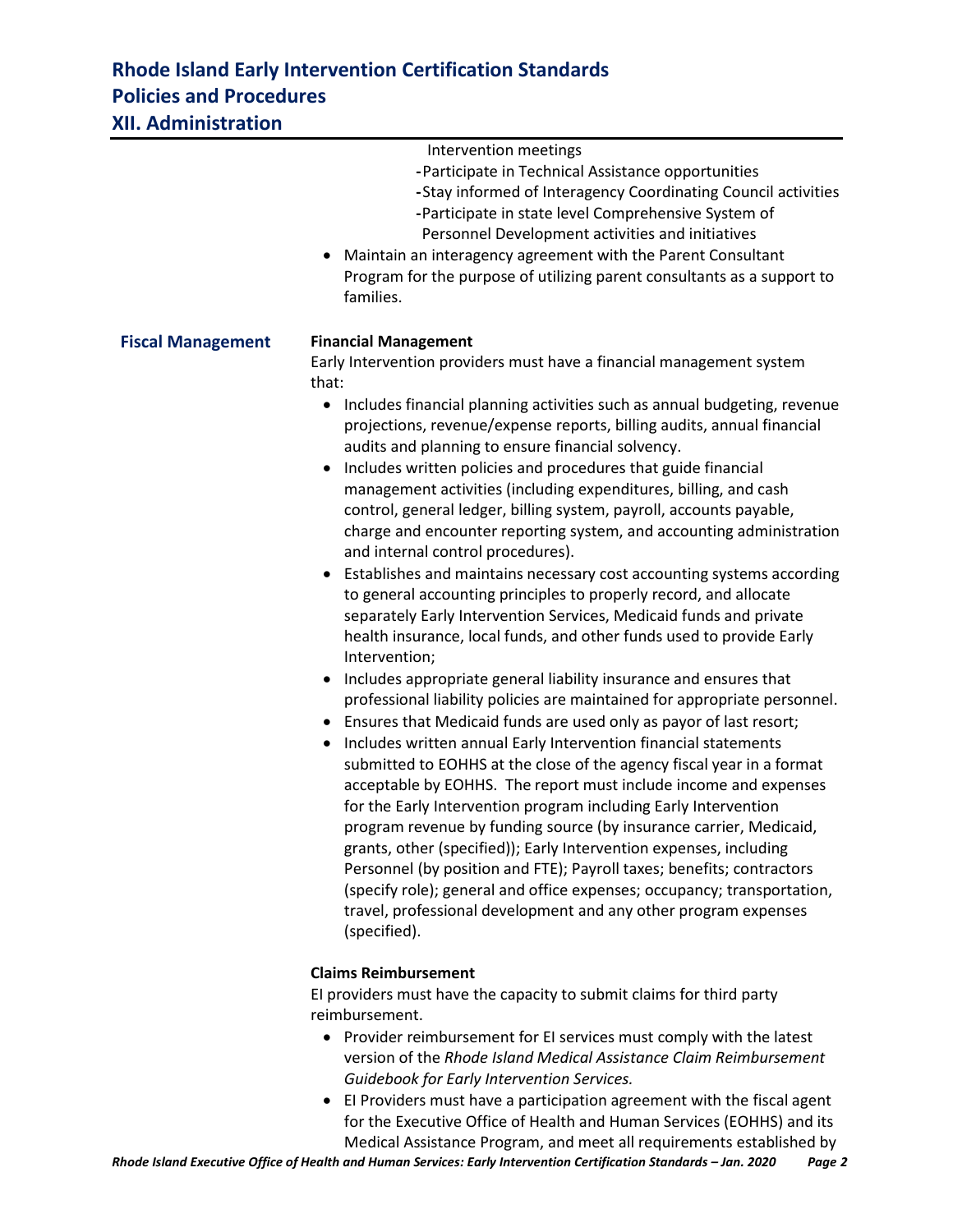Intervention meetings

- -Participate in Technical Assistance opportunities
- -Stay informed of Interagency Coordinating Council activities
- -Participate in state level Comprehensive System of Personnel Development activities and initiatives

- Maintain an interagency agreement with the Parent Consultant Program for the purpose of utilizing parent consultants as a support to families.

## Fiscal Management

**Financial Management**

Early Intervention providers must have a financial management system that:

- Includes financial planning activities such as annual budgeting, revenue projections, revenue/expense reports, billing audits, annual financial audits and planning to ensure financial solvency.
- Includes written policies and procedures that guide financial management activities (including expenditures, billing, and cash control, general ledger, billing system, payroll, accounts payable, charge and encounter reporting system, and accounting administration and internal control procedures).
- Establishes and maintains necessary cost accounting systems according to general accounting principles to properly record, and allocate separately Early Intervention Services, Medicaid funds and private health insurance, local funds, and other funds used to provide Early Intervention;
- Includes appropriate general liability insurance and ensures that professional liability policies are maintained for appropriate personnel.
- Ensures that Medicaid funds are used only as payor of last resort;
- Includes written annual Early Intervention financial statements submitted to EOHHS at the close of the agency fiscal year in a format acceptable by EOHHS. The report must include income and expenses for the Early Intervention program including Early Intervention program revenue by funding source (by insurance carrier, Medicaid, grants, other (specified)); Early Intervention expenses, including Personnel (by position and FTE); Payroll taxes; benefits; contractors (specify role); general and office expenses; occupancy; transportation, travel, professional development and any other program expenses (specified).

**Claims Reimbursement**

EI providers must have the capacity to submit claims for third party reimbursement.

- Provider reimbursement for EI services must comply with the latest version of the *Rhode Island Medical Assistance Claim Reimbursement Guidebook for Early Intervention Services.*
- EI Providers must have a participation agreement with the fiscal agent for the Executive Office of Health and Human Services (EOHHS) and its Medical Assistance Program, and meet all requirements established by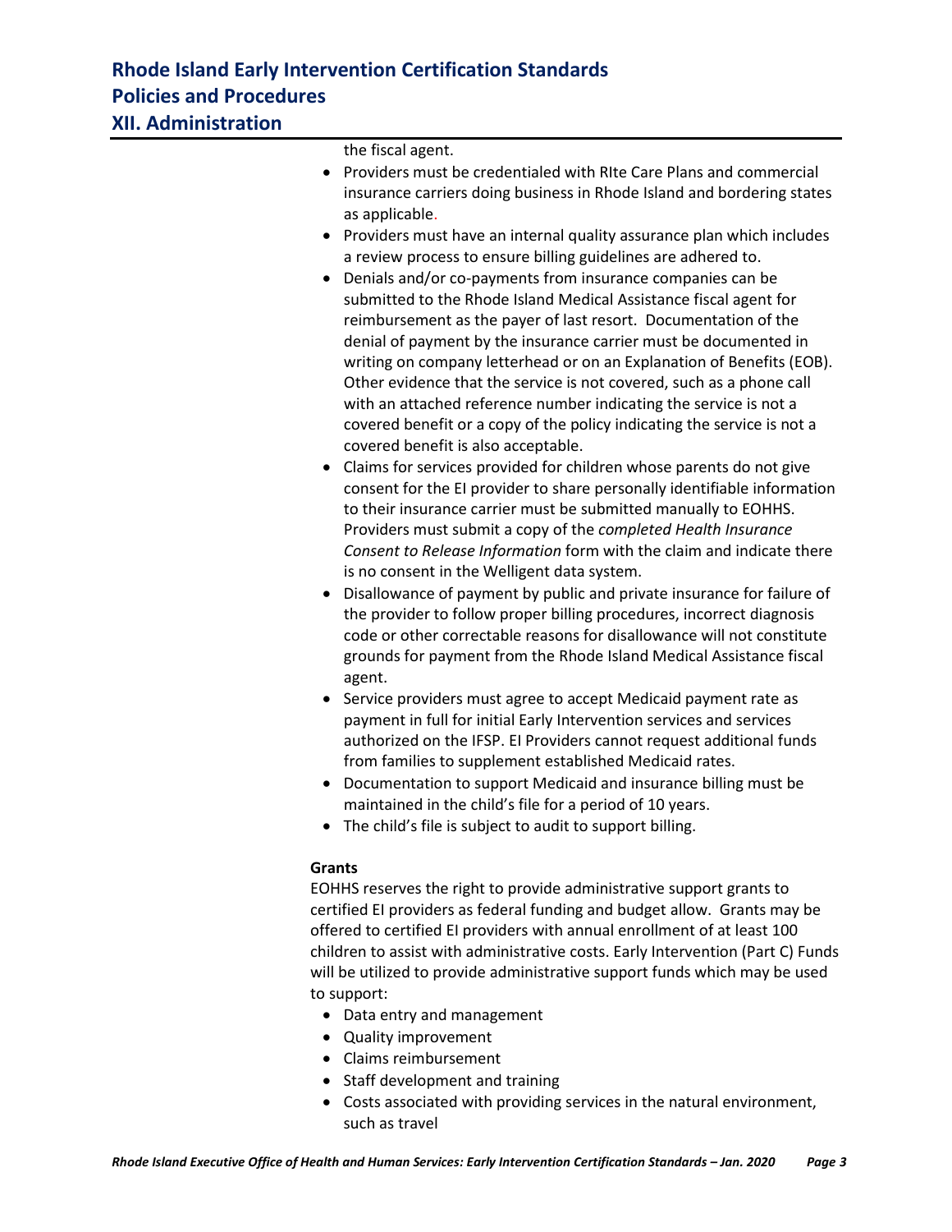the fiscal agent.

- Providers must be credentialed with RIte Care Plans and commercial insurance carriers doing business in Rhode Island and bordering states as applicable.
- Providers must have an internal quality assurance plan which includes a review process to ensure billing guidelines are adhered to.
- Denials and/or co-payments from insurance companies can be submitted to the Rhode Island Medical Assistance fiscal agent for reimbursement as the payer of last resort. Documentation of the denial of payment by the insurance carrier must be documented in writing on company letterhead or on an Explanation of Benefits (EOB). Other evidence that the service is not covered, such as a phone call with an attached reference number indicating the service is not a covered benefit or a copy of the policy indicating the service is not a covered benefit is also acceptable.
- Claims for services provided for children whose parents do not give consent for the EI provider to share personally identifiable information to their insurance carrier must be submitted manually to EOHHS. Providers must submit a copy of the *completed Health Insurance Consent to Release Information* form with the claim and indicate there is no consent in the Welligent data system.
- Disallowance of payment by public and private insurance for failure of the provider to follow proper billing procedures, incorrect diagnosis code or other correctable reasons for disallowance will not constitute grounds for payment from the Rhode Island Medical Assistance fiscal agent.
- Service providers must agree to accept Medicaid payment rate as payment in full for initial Early Intervention services and services authorized on the IFSP. EI Providers cannot request additional funds from families to supplement established Medicaid rates.
- Documentation to support Medicaid and insurance billing must be maintained in the child's file for a period of 10 years.
- The child's file is subject to audit to support billing.

**Grants**

EOHHS reserves the right to provide administrative support grants to certified EI providers as federal funding and budget allow. Grants may be offered to certified EI providers with annual enrollment of at least 100 children to assist with administrative costs. Early Intervention (Part C) Funds will be utilized to provide administrative support funds which may be used to support:

- Data entry and management
- Quality improvement
- Claims reimbursement
- Staff development and training
- Costs associated with providing services in the natural environment, such as travel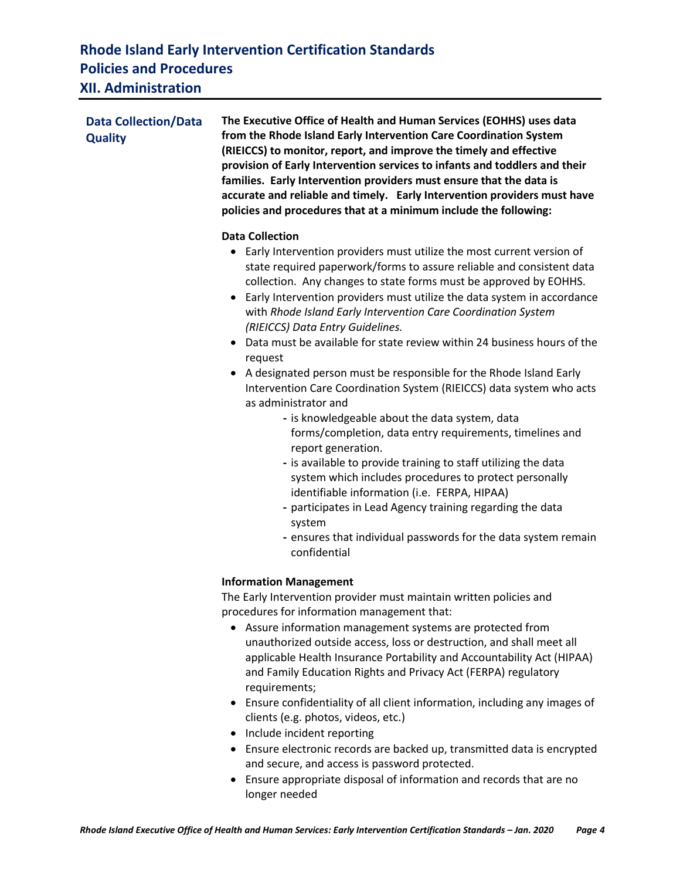# Rhode Island Early Intervention Certification Standards
# Policies and Procedures
# XII. Administration

## Data Collection/Data Quality

**The Executive Office of Health and Human Services (EOHHS) uses data from the Rhode Island Early Intervention Care Coordination System (RIEICCS) to monitor, report, and improve the timely and effective provision of Early Intervention services to infants and toddlers and their families. Early Intervention providers must ensure that the data is accurate and reliable and timely. Early Intervention providers must have policies and procedures that at a minimum include the following:**

**Data Collection**

- Early Intervention providers must utilize the most current version of state required paperwork/forms to assure reliable and consistent data collection. Any changes to state forms must be approved by EOHHS.
- Early Intervention providers must utilize the data system in accordance with *Rhode Island Early Intervention Care Coordination System (RIEICCS) Data Entry Guidelines.*
- Data must be available for state review within 24 business hours of the request
- A designated person must be responsible for the Rhode Island Early Intervention Care Coordination System (RIEICCS) data system who acts as administrator and
  - is knowledgeable about the data system, data forms/completion, data entry requirements, timelines and report generation.
  - is available to provide training to staff utilizing the data system which includes procedures to protect personally identifiable information (i.e. FERPA, HIPAA)
  - participates in Lead Agency training regarding the data system
  - ensures that individual passwords for the data system remain confidential

**Information Management**

The Early Intervention provider must maintain written policies and procedures for information management that:

- Assure information management systems are protected from unauthorized outside access, loss or destruction, and shall meet all applicable Health Insurance Portability and Accountability Act (HIPAA) and Family Education Rights and Privacy Act (FERPA) regulatory requirements;
- Ensure confidentiality of all client information, including any images of clients (e.g. photos, videos, etc.)
- Include incident reporting
- Ensure electronic records are backed up, transmitted data is encrypted and secure, and access is password protected.
- Ensure appropriate disposal of information and records that are no longer needed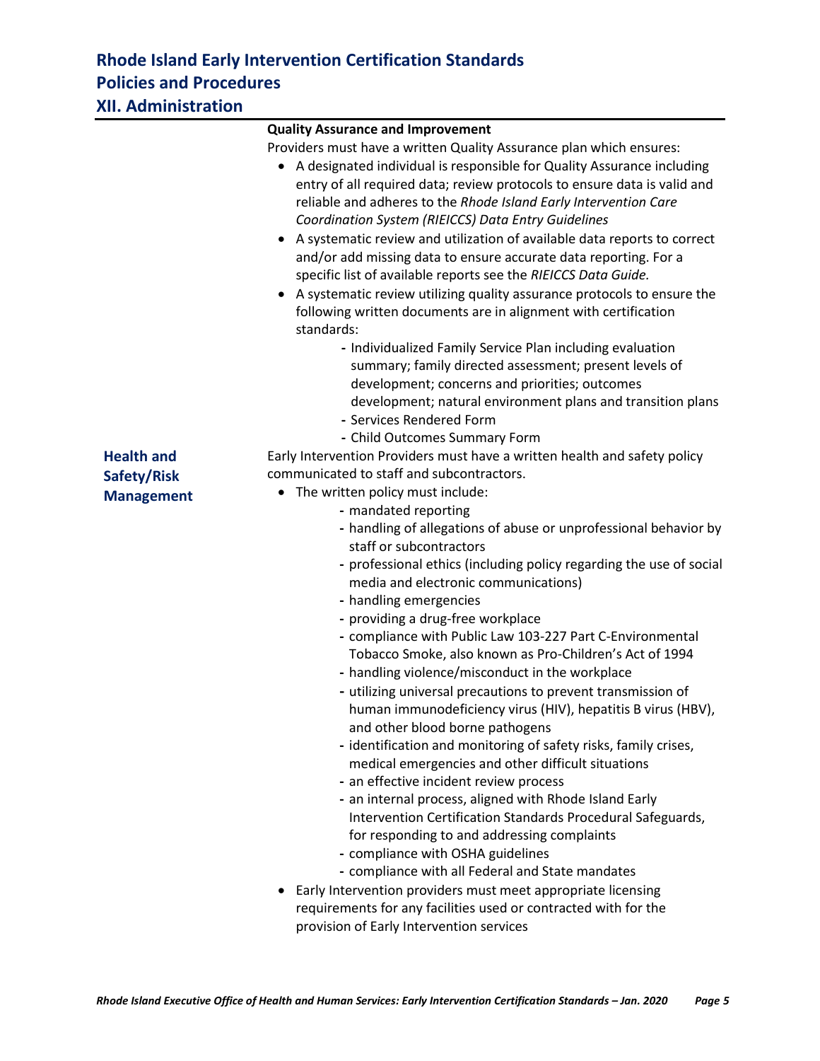# Rhode Island Early Intervention Certification Standards
## Policies and Procedures
## XII. Administration

**Quality Assurance and Improvement**

Providers must have a written Quality Assurance plan which ensures:

- A designated individual is responsible for Quality Assurance including entry of all required data; review protocols to ensure data is valid and reliable and adheres to the *Rhode Island Early Intervention Care Coordination System (RIEICCS) Data Entry Guidelines*
- A systematic review and utilization of available data reports to correct and/or add missing data to ensure accurate data reporting. For a specific list of available reports see the *RIEICCS Data Guide.*
- A systematic review utilizing quality assurance protocols to ensure the following written documents are in alignment with certification standards:
    - Individualized Family Service Plan including evaluation summary; family directed assessment; present levels of development; concerns and priorities; outcomes development; natural environment plans and transition plans
    - Services Rendered Form
    - Child Outcomes Summary Form

### Health and Safety/Risk Management

Early Intervention Providers must have a written health and safety policy communicated to staff and subcontractors.

- The written policy must include:
    - mandated reporting
    - handling of allegations of abuse or unprofessional behavior by staff or subcontractors
    - professional ethics (including policy regarding the use of social media and electronic communications)
    - handling emergencies
    - providing a drug-free workplace
    - compliance with Public Law 103-227 Part C-Environmental Tobacco Smoke, also known as Pro-Children's Act of 1994
    - handling violence/misconduct in the workplace
    - utilizing universal precautions to prevent transmission of human immunodeficiency virus (HIV), hepatitis B virus (HBV), and other blood borne pathogens
    - identification and monitoring of safety risks, family crises, medical emergencies and other difficult situations
    - an effective incident review process
    - an internal process, aligned with Rhode Island Early Intervention Certification Standards Procedural Safeguards, for responding to and addressing complaints
    - compliance with OSHA guidelines
    - compliance with all Federal and State mandates
- Early Intervention providers must meet appropriate licensing requirements for any facilities used or contracted with for the provision of Early Intervention services